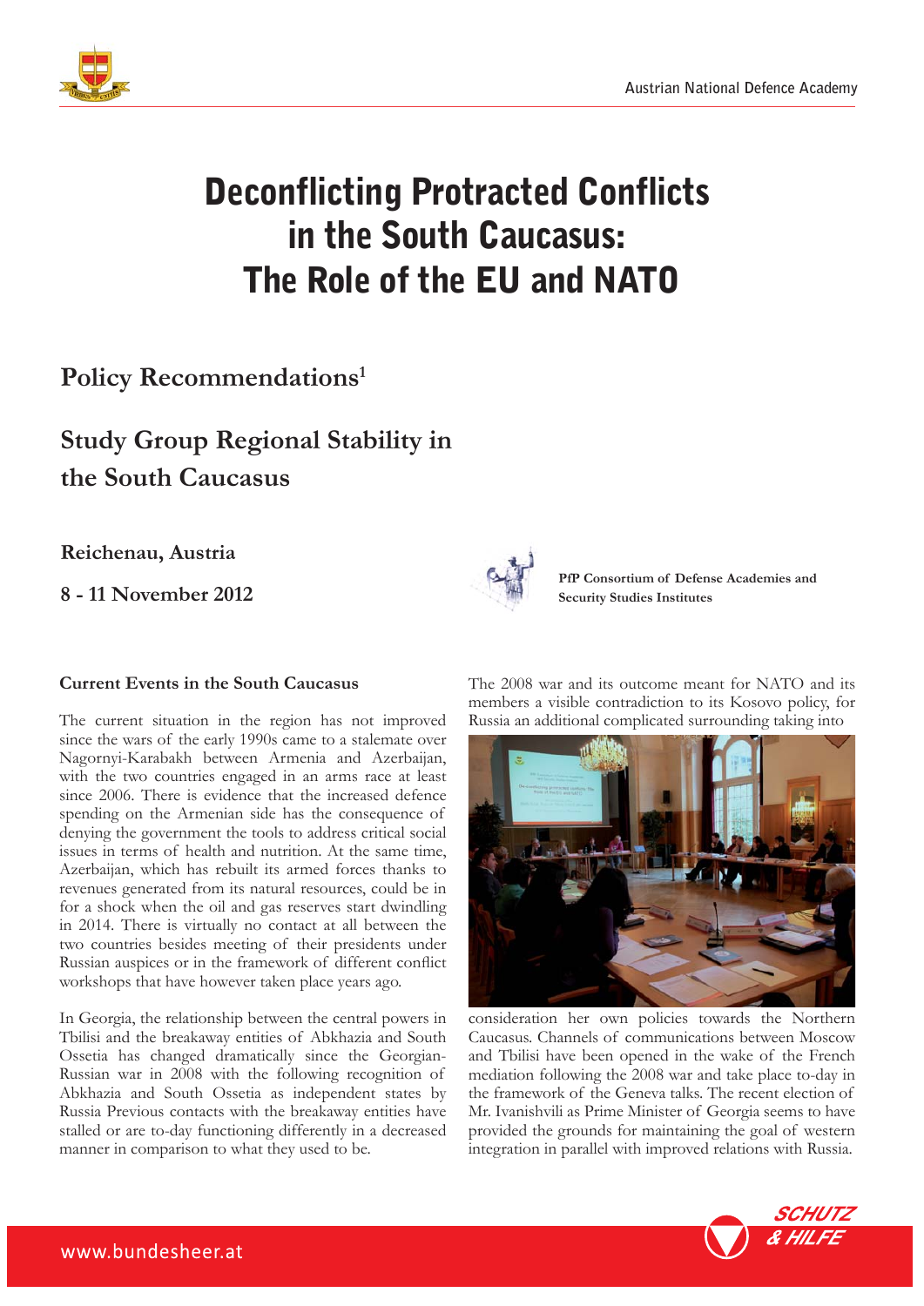# Deconflicting Protracted Conflicts in the South Caucasus: The Role of the EU and NATO

## Policy Recommendations[1]

## Study Group Regional Stability in the South Caucasus

**Reichenau, Austria**

**8 - 11 November 2012**

**PfP Consortium of Defense Academies and Security Studies Institutes**

### Current Events in the South Caucasus

The current situation in the region has not improved since the wars of the early 1990s came to a stalemate over Nagornyi-Karabakh between Armenia and Azerbaijan, with the two countries engaged in an arms race at least since 2006. There is evidence that the increased defence spending on the Armenian side has the consequence of denying the government the tools to address critical social issues in terms of health and nutrition. At the same time, Azerbaijan, which has rebuilt its armed forces thanks to revenues generated from its natural resources, could be in for a shock when the oil and gas reserves start dwindling in 2014. There is virtually no contact at all between the two countries besides meeting of their presidents under Russian auspices or in the framework of different conflict workshops that have however taken place years ago.

In Georgia, the relationship between the central powers in Tbilisi and the breakaway entities of Abkhazia and South Ossetia has changed dramatically since the Georgian-Russian war in 2008 with the following recognition of Abkhazia and South Ossetia as independent states by Russia Previous contacts with the breakaway entities have stalled or are to-day functioning differently in a decreased manner in comparison to what they used to be.

The 2008 war and its outcome meant for NATO and its members a visible contradiction to its Kosovo policy, for Russia an additional complicated surrounding taking into consideration her own policies towards the Northern Caucasus. Channels of communications between Moscow and Tbilisi have been opened in the wake of the French mediation following the 2008 war and take place to-day in the framework of the Geneva talks. The recent election of Mr. Ivanishvili as Prime Minister of Georgia seems to have provided the grounds for maintaining the goal of western integration in parallel with improved relations with Russia.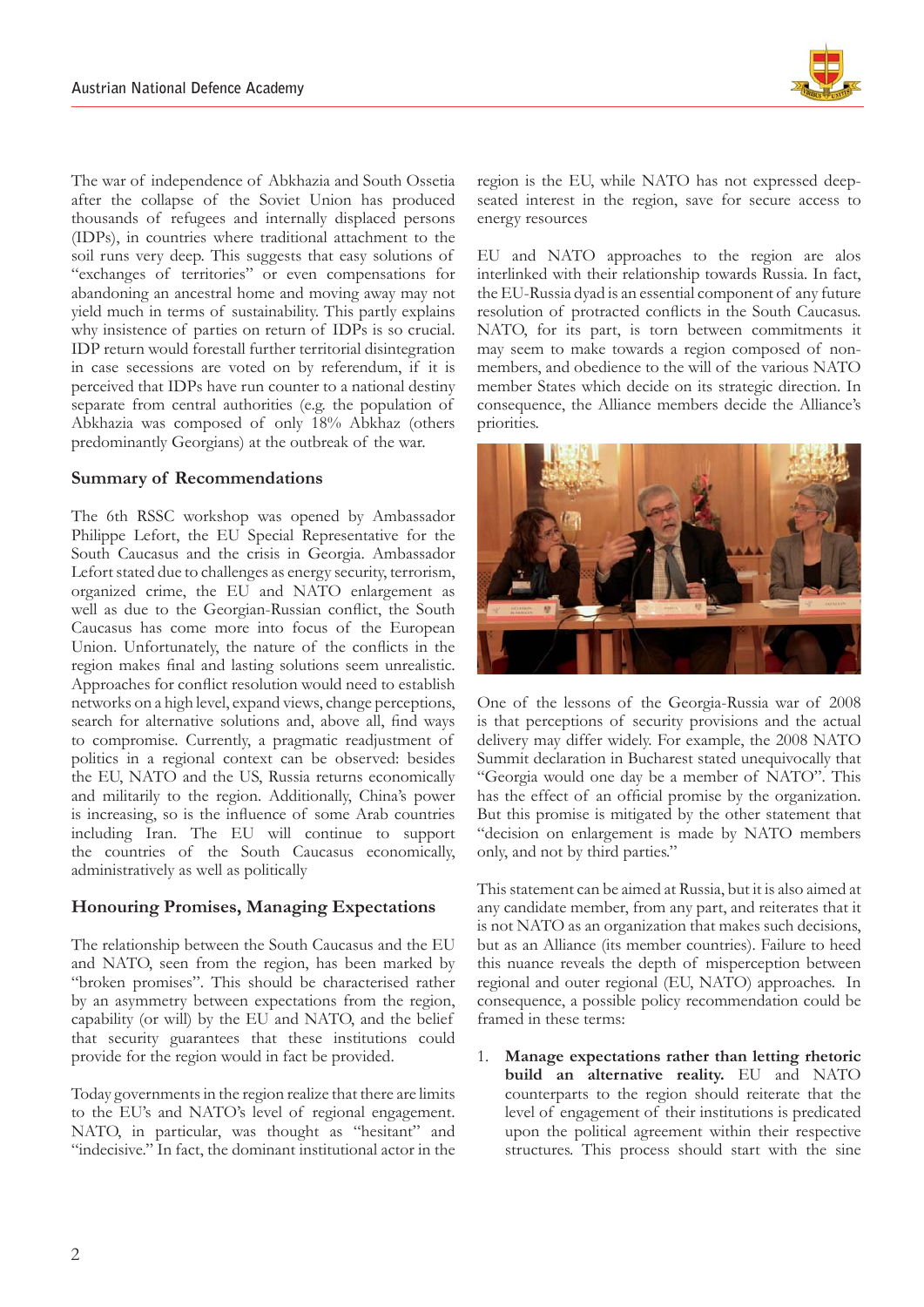The war of independence of Abkhazia and South Ossetia after the collapse of the Soviet Union has produced thousands of refugees and internally displaced persons (IDPs), in countries where traditional attachment to the soil runs very deep. This suggests that easy solutions of "exchanges of territories" or even compensations for abandoning an ancestral home and moving away may not yield much in terms of sustainability. This partly explains why insistence of parties on return of IDPs is so crucial. IDP return would forestall further territorial disintegration in case secessions are voted on by referendum, if it is perceived that IDPs have run counter to a national destiny separate from central authorities (e.g. the population of Abkhazia was composed of only 18% Abkhaz (others predominantly Georgians) at the outbreak of the war.

### Summary of Recommendations

The 6th RSSC workshop was opened by Ambassador Philippe Lefort, the EU Special Representative for the South Caucasus and the crisis in Georgia. Ambassador Lefort stated due to challenges as energy security, terrorism, organized crime, the EU and NATO enlargement as well as due to the Georgian-Russian conflict, the South Caucasus has come more into focus of the European Union. Unfortunately, the nature of the conflicts in the region makes final and lasting solutions seem unrealistic. Approaches for conflict resolution would need to establish networks on a high level, expand views, change perceptions, search for alternative solutions and, above all, find ways to compromise. Currently, a pragmatic readjustment of politics in a regional context can be observed: besides the EU, NATO and the US, Russia returns economically and militarily to the region. Additionally, China's power is increasing, so is the influence of some Arab countries including Iran. The EU will continue to support the countries of the South Caucasus economically, administratively as well as politically

### Honouring Promises, Managing Expectations

The relationship between the South Caucasus and the EU and NATO, seen from the region, has been marked by "broken promises". This should be characterised rather by an asymmetry between expectations from the region, capability (or will) by the EU and NATO, and the belief that security guarantees that these institutions could provide for the region would in fact be provided.

Today governments in the region realize that there are limits to the EU's and NATO's level of regional engagement. NATO, in particular, was thought as "hesitant" and "indecisive." In fact, the dominant institutional actor in the region is the EU, while NATO has not expressed deep-seated interest in the region, save for secure access to energy resources

EU and NATO approaches to the region are alos interlinked with their relationship towards Russia. In fact, the EU-Russia dyad is an essential component of any future resolution of protracted conflicts in the South Caucasus. NATO, for its part, is torn between commitments it may seem to make towards a region composed of non-members, and obedience to the will of the various NATO member States which decide on its strategic direction. In consequence, the Alliance members decide the Alliance's priorities.

One of the lessons of the Georgia-Russia war of 2008 is that perceptions of security provisions and the actual delivery may differ widely. For example, the 2008 NATO Summit declaration in Bucharest stated unequivocally that "Georgia would one day be a member of NATO". This has the effect of an official promise by the organization. But this promise is mitigated by the other statement that "decision on enlargement is made by NATO members only, and not by third parties."

This statement can be aimed at Russia, but it is also aimed at any candidate member, from any part, and reiterates that it is not NATO as an organization that makes such decisions, but as an Alliance (its member countries). Failure to heed this nuance reveals the depth of misperception between regional and outer regional (EU, NATO) approaches. In consequence, a possible policy recommendation could be framed in these terms:

1. **Manage expectations rather than letting rhetoric build an alternative reality.** EU and NATO counterparts to the region should reiterate that the level of engagement of their institutions is predicated upon the political agreement within their respective structures. This process should start with the sine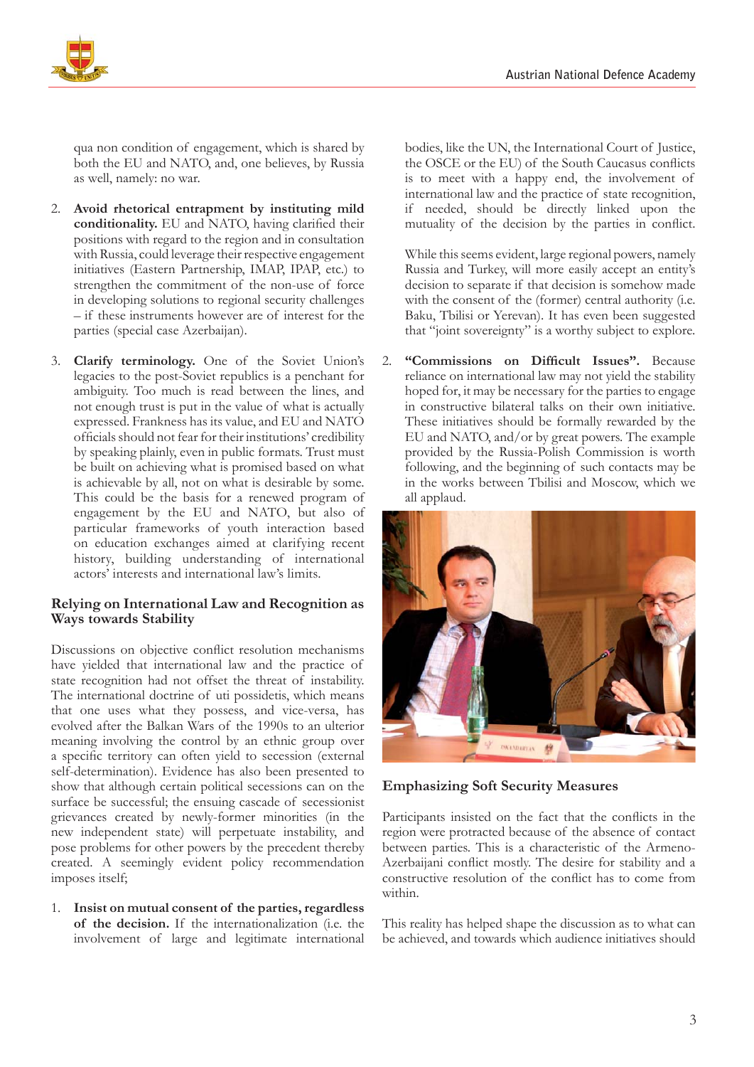qua non condition of engagement, which is shared by both the EU and NATO, and, one believes, by Russia as well, namely: no war.

2. **Avoid rhetorical entrapment by instituting mild conditionality.** EU and NATO, having clarified their positions with regard to the region and in consultation with Russia, could leverage their respective engagement initiatives (Eastern Partnership, IMAP, IPAP, etc.) to strengthen the commitment of the non-use of force in developing solutions to regional security challenges – if these instruments however are of interest for the parties (special case Azerbaijan).

3. **Clarify terminology.** One of the Soviet Union's legacies to the post-Soviet republics is a penchant for ambiguity. Too much is read between the lines, and not enough trust is put in the value of what is actually expressed. Frankness has its value, and EU and NATO officials should not fear for their institutions' credibility by speaking plainly, even in public formats. Trust must be built on achieving what is promised based on what is achievable by all, not on what is desirable by some. This could be the basis for a renewed program of engagement by the EU and NATO, but also of particular frameworks of youth interaction based on education exchanges aimed at clarifying recent history, building understanding of international actors' interests and international law's limits.

## Relying on International Law and Recognition as Ways towards Stability

Discussions on objective conflict resolution mechanisms have yielded that international law and the practice of state recognition had not offset the threat of instability. The international doctrine of uti possidetis, which means that one uses what they possess, and vice-versa, has evolved after the Balkan Wars of the 1990s to an ulterior meaning involving the control by an ethnic group over a specific territory can often yield to secession (external self-determination). Evidence has also been presented to show that although certain political secessions can on the surface be successful; the ensuing cascade of secessionist grievances created by newly-former minorities (in the new independent state) will perpetuate instability, and pose problems for other powers by the precedent thereby created. A seemingly evident policy recommendation imposes itself;

1. **Insist on mutual consent of the parties, regardless of the decision.** If the internationalization (i.e. the involvement of large and legitimate international bodies, like the UN, the International Court of Justice, the OSCE or the EU) of the South Caucasus conflicts is to meet with a happy end, the involvement of international law and the practice of state recognition, if needed, should be directly linked upon the mutuality of the decision by the parties in conflict.

   While this seems evident, large regional powers, namely Russia and Turkey, will more easily accept an entity's decision to separate if that decision is somehow made with the consent of the (former) central authority (i.e. Baku, Tbilisi or Yerevan). It has even been suggested that "joint sovereignty" is a worthy subject to explore.

2. **"Commissions on Difficult Issues".** Because reliance on international law may not yield the stability hoped for, it may be necessary for the parties to engage in constructive bilateral talks on their own initiative. These initiatives should be formally rewarded by the EU and NATO, and/or by great powers. The example provided by the Russia-Polish Commission is worth following, and the beginning of such contacts may be in the works between Tbilisi and Moscow, which we all applaud.

## Emphasizing Soft Security Measures

Participants insisted on the fact that the conflicts in the region were protracted because of the absence of contact between parties. This is a characteristic of the Armeno-Azerbaijani conflict mostly. The desire for stability and a constructive resolution of the conflict has to come from within.

This reality has helped shape the discussion as to what can be achieved, and towards which audience initiatives should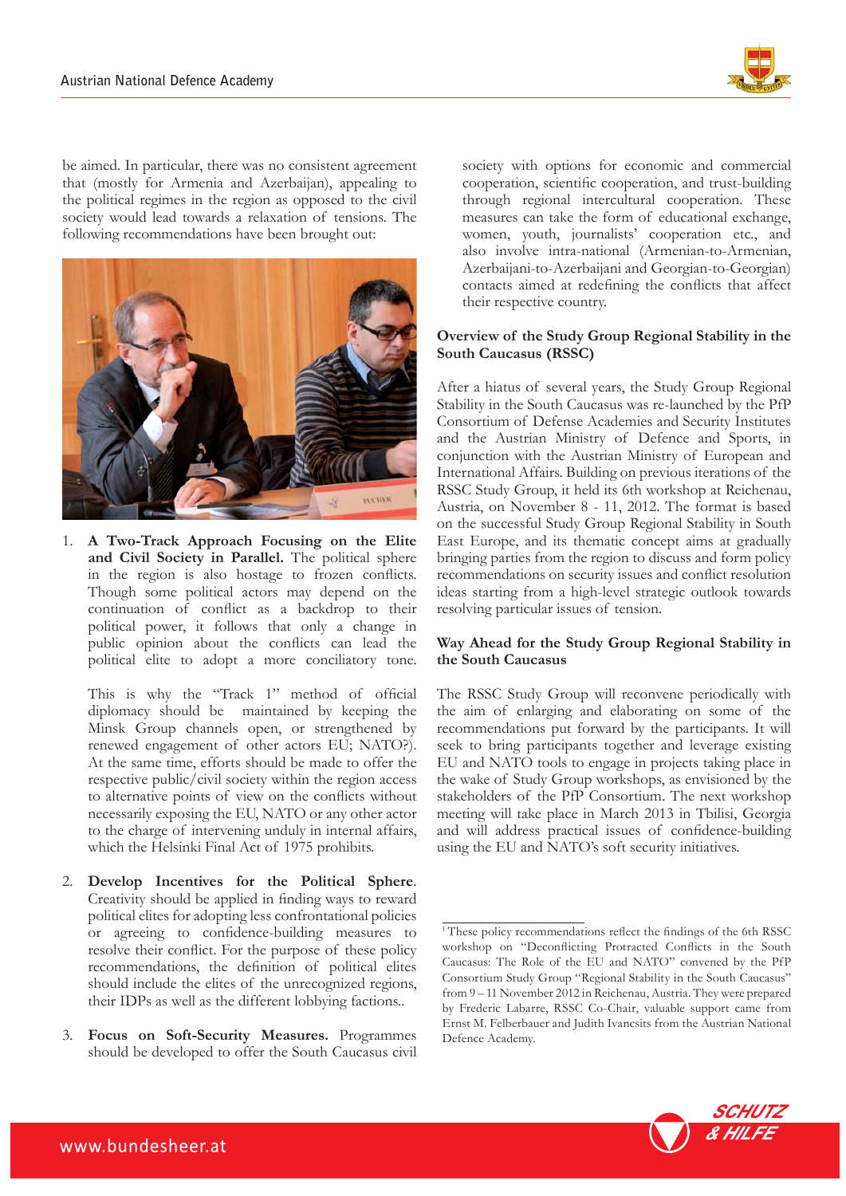be aimed. In particular, there was no consistent agreement that (mostly for Armenia and Azerbaijan), appealing to the political regimes in the region as opposed to the civil society would lead towards a relaxation of tensions. The following recommendations have been brought out:

1. **A Two-Track Approach Focusing on the Elite and Civil Society in Parallel.** The political sphere in the region is also hostage to frozen conflicts. Though some political actors may depend on the continuation of conflict as a backdrop to their political power, it follows that only a change in public opinion about the conflicts can lead the political elite to adopt a more conciliatory tone.

   This is why the "Track 1" method of official diplomacy should be maintained by keeping the Minsk Group channels open, or strengthened by renewed engagement of other actors EU; NATO?). At the same time, efforts should be made to offer the respective public/civil society within the region access to alternative points of view on the conflicts without necessarily exposing the EU, NATO or any other actor to the charge of intervening unduly in internal affairs, which the Helsinki Final Act of 1975 prohibits.

2. **Develop Incentives for the Political Sphere**. Creativity should be applied in finding ways to reward political elites for adopting less confrontational policies or agreeing to confidence-building measures to resolve their conflict. For the purpose of these policy recommendations, the definition of political elites should include the elites of the unrecognized regions, their IDPs as well as the different lobbying factions..

3. **Focus on Soft-Security Measures.** Programmes should be developed to offer the South Caucasus civil society with options for economic and commercial cooperation, scientific cooperation, and trust-building through regional intercultural cooperation. These measures can take the form of educational exchange, women, youth, journalists' cooperation etc., and also involve intra-national (Armenian-to-Armenian, Azerbaijani-to-Azerbaijani and Georgian-to-Georgian) contacts aimed at redefining the conflicts that affect their respective country.

### Overview of the Study Group Regional Stability in the South Caucasus (RSSC)

After a hiatus of several years, the Study Group Regional Stability in the South Caucasus was re-launched by the PfP Consortium of Defense Academies and Security Institutes and the Austrian Ministry of Defence and Sports, in conjunction with the Austrian Ministry of European and International Affairs. Building on previous iterations of the RSSC Study Group, it held its 6th workshop at Reichenau, Austria, on November 8 - 11, 2012. The format is based on the successful Study Group Regional Stability in South East Europe, and its thematic concept aims at gradually bringing parties from the region to discuss and form policy recommendations on security issues and conflict resolution ideas starting from a high-level strategic outlook towards resolving particular issues of tension.

### Way Ahead for the Study Group Regional Stability in the South Caucasus

The RSSC Study Group will reconvene periodically with the aim of enlarging and elaborating on some of the recommendations put forward by the participants. It will seek to bring participants together and leverage existing EU and NATO tools to engage in projects taking place in the wake of Study Group workshops, as envisioned by the stakeholders of the PfP Consortium. The next workshop meeting will take place in March 2013 in Tbilisi, Georgia and will address practical issues of confidence-building using the EU and NATO's soft security initiatives.

[1] These policy recommendations reflect the findings of the 6th RSSC workshop on "Deconflicting Protracted Conflicts in the South Caucasus: The Role of the EU and NATO" convened by the PfP Consortium Study Group "Regional Stability in the South Caucasus" from 9 – 11 November 2012 in Reichenau, Austria. They were prepared by Frederic Labarre, RSSC Co-Chair, valuable support came from Ernst M. Felberbauer and Judith Ivancsits from the Austrian National Defence Academy.